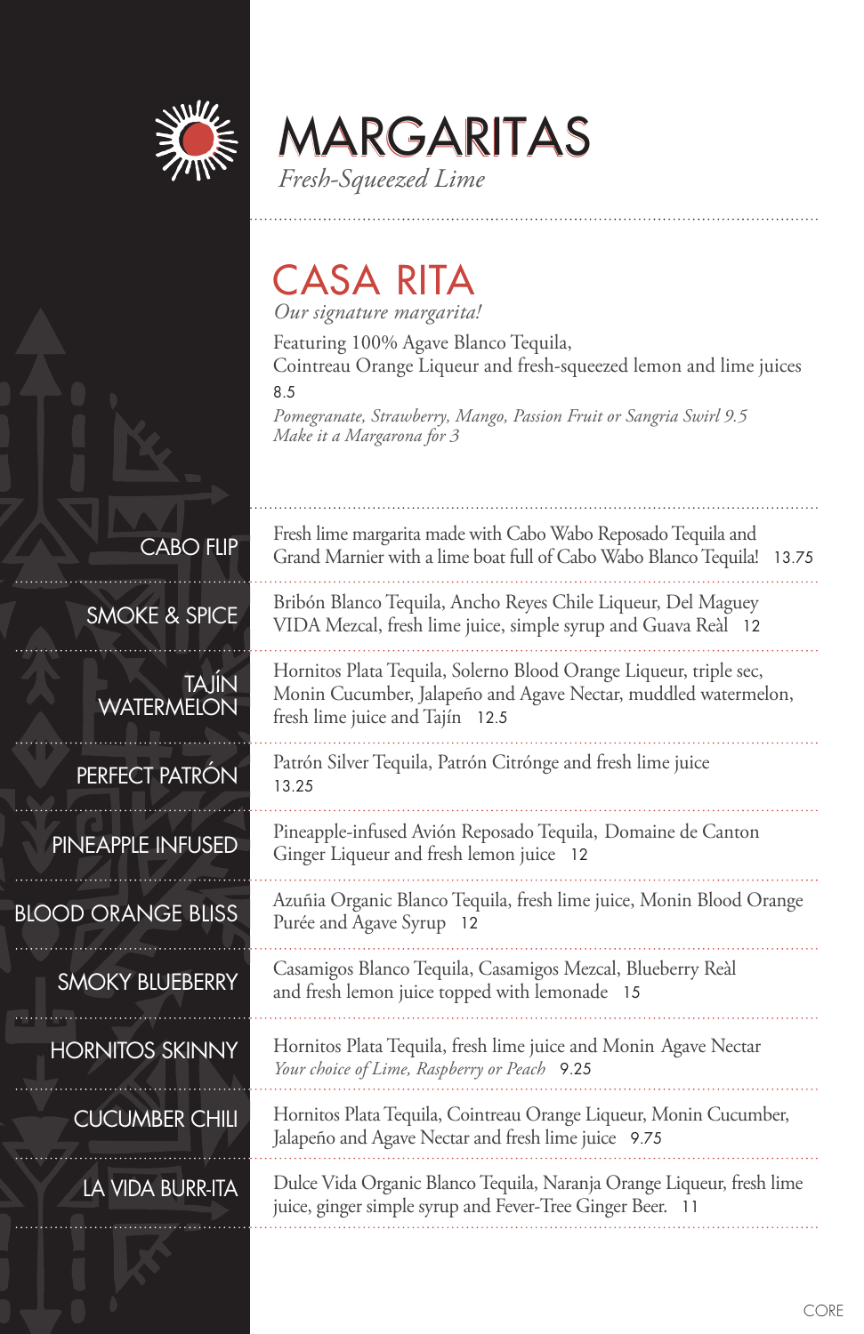# MARGARITAS

*Fresh-Squeezed Lime*

## CASA RITA

*Our signature margarita!*

Featuring 100% Agave Blanco Tequila,
Cointreau Orange Liqueur and fresh-squeezed lemon and lime juices
8.5

*Pomegranate, Strawberry, Mango, Passion Fruit or Sangria Swirl 9.5*
*Make it a Margarona for 3*

### CABO FLIP

Fresh lime margarita made with Cabo Wabo Reposado Tequila and Grand Marnier with a lime boat full of Cabo Wabo Blanco Tequila! 13.75

### SMOKE & SPICE

Bribón Blanco Tequila, Ancho Reyes Chile Liqueur, Del Maguey VIDA Mezcal, fresh lime juice, simple syrup and Guava Reàl 12

### TAJÍN WATERMELON

Hornitos Plata Tequila, Solerno Blood Orange Liqueur, triple sec, Monin Cucumber, Jalapeño and Agave Nectar, muddled watermelon, fresh lime juice and Tajín 12.5

### PERFECT PATRÓN

Patrón Silver Tequila, Patrón Citrónge and fresh lime juice
13.25

### PINEAPPLE INFUSED

Pineapple-infused Avión Reposado Tequila, Domaine de Canton Ginger Liqueur and fresh lemon juice 12

### BLOOD ORANGE BLISS

Azuñia Organic Blanco Tequila, fresh lime juice, Monin Blood Orange Purée and Agave Syrup 12

### SMOKY BLUEBERRY

Casamigos Blanco Tequila, Casamigos Mezcal, Blueberry Reàl and fresh lemon juice topped with lemonade 15

### HORNITOS SKINNY

Hornitos Plata Tequila, fresh lime juice and Monin Agave Nectar
*Your choice of Lime, Raspberry or Peach* 9.25

### CUCUMBER CHILI

Hornitos Plata Tequila, Cointreau Orange Liqueur, Monin Cucumber, Jalapeño and Agave Nectar and fresh lime juice 9.75

### LA VIDA BURR-ITA

Dulce Vida Organic Blanco Tequila, Naranja Orange Liqueur, fresh lime juice, ginger simple syrup and Fever-Tree Ginger Beer. 11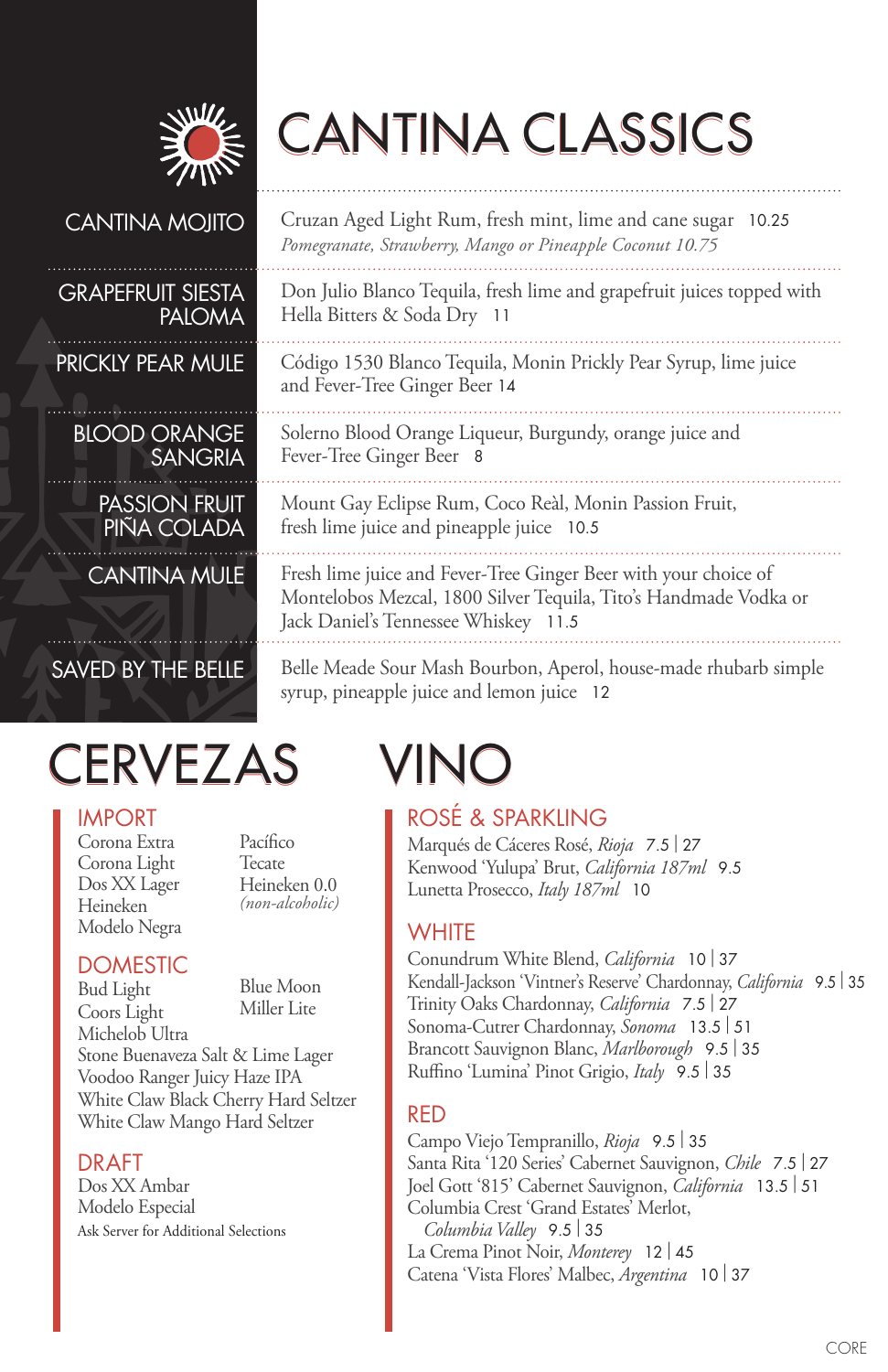# CANTINA CLASSICS

**CANTINA MOJITO**
Cruzan Aged Light Rum, fresh mint, lime and cane sugar 10.25
*Pomegranate, Strawberry, Mango or Pineapple Coconut 10.75*

**GRAPEFRUIT SIESTA PALOMA**
Don Julio Blanco Tequila, fresh lime and grapefruit juices topped with Hella Bitters & Soda Dry 11

**PRICKLY PEAR MULE**
Código 1530 Blanco Tequila, Monin Prickly Pear Syrup, lime juice and Fever-Tree Ginger Beer 14

**BLOOD ORANGE SANGRIA**
Solerno Blood Orange Liqueur, Burgundy, orange juice and Fever-Tree Ginger Beer 8

**PASSION FRUIT PIÑA COLADA**
Mount Gay Eclipse Rum, Coco Reàl, Monin Passion Fruit, fresh lime juice and pineapple juice 10.5

**CANTINA MULE**
Fresh lime juice and Fever-Tree Ginger Beer with your choice of Montelobos Mezcal, 1800 Silver Tequila, Tito's Handmade Vodka or Jack Daniel's Tennessee Whiskey 11.5

**SAVED BY THE BELLE**
Belle Meade Sour Mash Bourbon, Aperol, house-made rhubarb simple syrup, pineapple juice and lemon juice 12

# CERVEZAS

## IMPORT
Corona Extra
Corona Light
Dos XX Lager
Heineken
Modelo Negra
Pacífico
Tecate
Heineken 0.0 *(non-alcoholic)*

## DOMESTIC
Bud Light
Coors Light
Michelob Ultra
Blue Moon
Miller Lite
Stone Buenaveza Salt & Lime Lager
Voodoo Ranger Juicy Haze IPA
White Claw Black Cherry Hard Seltzer
White Claw Mango Hard Seltzer

## DRAFT
Dos XX Ambar
Modelo Especial
Ask Server for Additional Selections

# VINO

## ROSÉ & SPARKLING
Marqués de Cáceres Rosé, *Rioja* 7.5 | 27
Kenwood 'Yulupa' Brut, *California 187ml* 9.5
Lunetta Prosecco, *Italy 187ml* 10

## WHITE
Conundrum White Blend, *California* 10 | 37
Kendall-Jackson 'Vintner's Reserve' Chardonnay, *California* 9.5 | 35
Trinity Oaks Chardonnay, *California* 7.5 | 27
Sonoma-Cutrer Chardonnay, *Sonoma* 13.5 | 51
Brancott Sauvignon Blanc, *Marlborough* 9.5 | 35
Ruffino 'Lumina' Pinot Grigio, *Italy* 9.5 | 35

## RED
Campo Viejo Tempranillo, *Rioja* 9.5 | 35
Santa Rita '120 Series' Cabernet Sauvignon, *Chile* 7.5 | 27
Joel Gott '815' Cabernet Sauvignon, *California* 13.5 | 51
Columbia Crest 'Grand Estates' Merlot, *Columbia Valley* 9.5 | 35
La Crema Pinot Noir, *Monterey* 12 | 45
Catena 'Vista Flores' Malbec, *Argentina* 10 | 37

CORE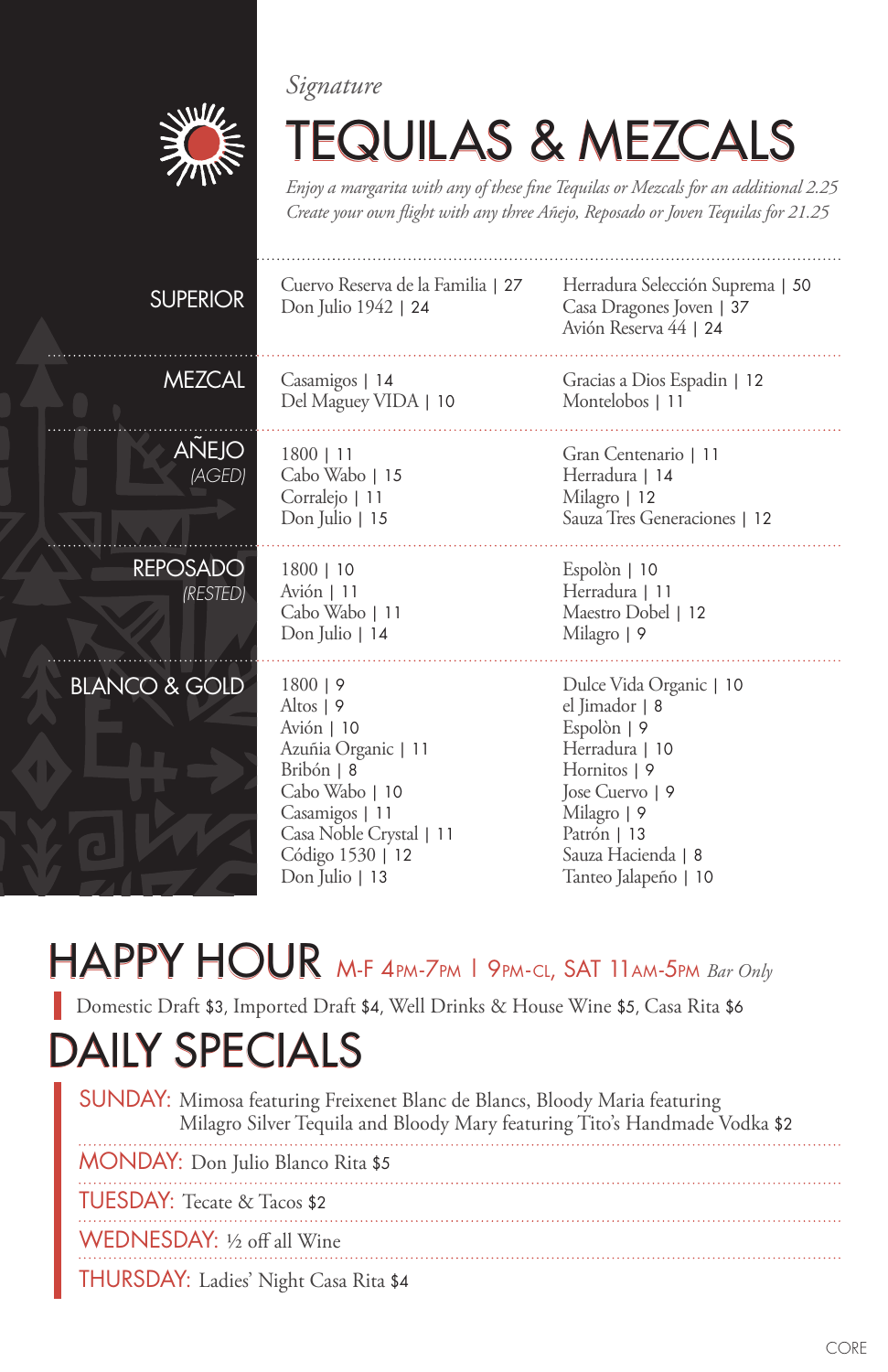*Signature*

# TEQUILAS & MEZCALS

*Enjoy a margarita with any of these fine Tequilas or Mezcals for an additional 2.25*
*Create your own flight with any three Añejo, Reposado or Joven Tequilas for 21.25*

## SUPERIOR

Cuervo Reserva de la Familia | 27
Don Julio 1942 | 24
Herradura Selección Suprema | 50
Casa Dragones Joven | 37
Avión Reserva 44 | 24

## MEZCAL

Casamigos | 14
Del Maguey VIDA | 10
Gracias a Dios Espadin | 12
Montelobos | 11

## AÑEJO *(AGED)*

1800 | 11
Cabo Wabo | 15
Corralejo | 11
Don Julio | 15
Gran Centenario | 11
Herradura | 14
Milagro | 12
Sauza Tres Generaciones | 12

## REPOSADO *(RESTED)*

1800 | 10
Avión | 11
Cabo Wabo | 11
Don Julio | 14
Espolòn | 10
Herradura | 11
Maestro Dobel | 12
Milagro | 9

## BLANCO & GOLD

1800 | 9
Altos | 9
Avión | 10
Azuñia Organic | 11
Bribón | 8
Cabo Wabo | 10
Casamigos | 11
Casa Noble Crystal | 11
Código 1530 | 12
Don Julio | 13
Dulce Vida Organic | 10
el Jimador | 8
Espolòn | 9
Herradura | 10
Hornitos | 9
Jose Cuervo | 9
Milagro | 9
Patrón | 13
Sauza Hacienda | 8
Tanteo Jalapeño | 10

# HAPPY HOUR M-F 4PM-7PM | 9PM-CL, SAT 11AM-5PM *Bar Only*

Domestic Draft $3, Imported Draft $4, Well Drinks & House Wine $5, Casa Rita $6

# DAILY SPECIALS

SUNDAY: Mimosa featuring Freixenet Blanc de Blancs, Bloody Maria featuring Milagro Silver Tequila and Bloody Mary featuring Tito's Handmade Vodka $2

MONDAY: Don Julio Blanco Rita $5

TUESDAY: Tecate & Tacos $2

WEDNESDAY: ½ off all Wine

THURSDAY: Ladies' Night Casa Rita $4